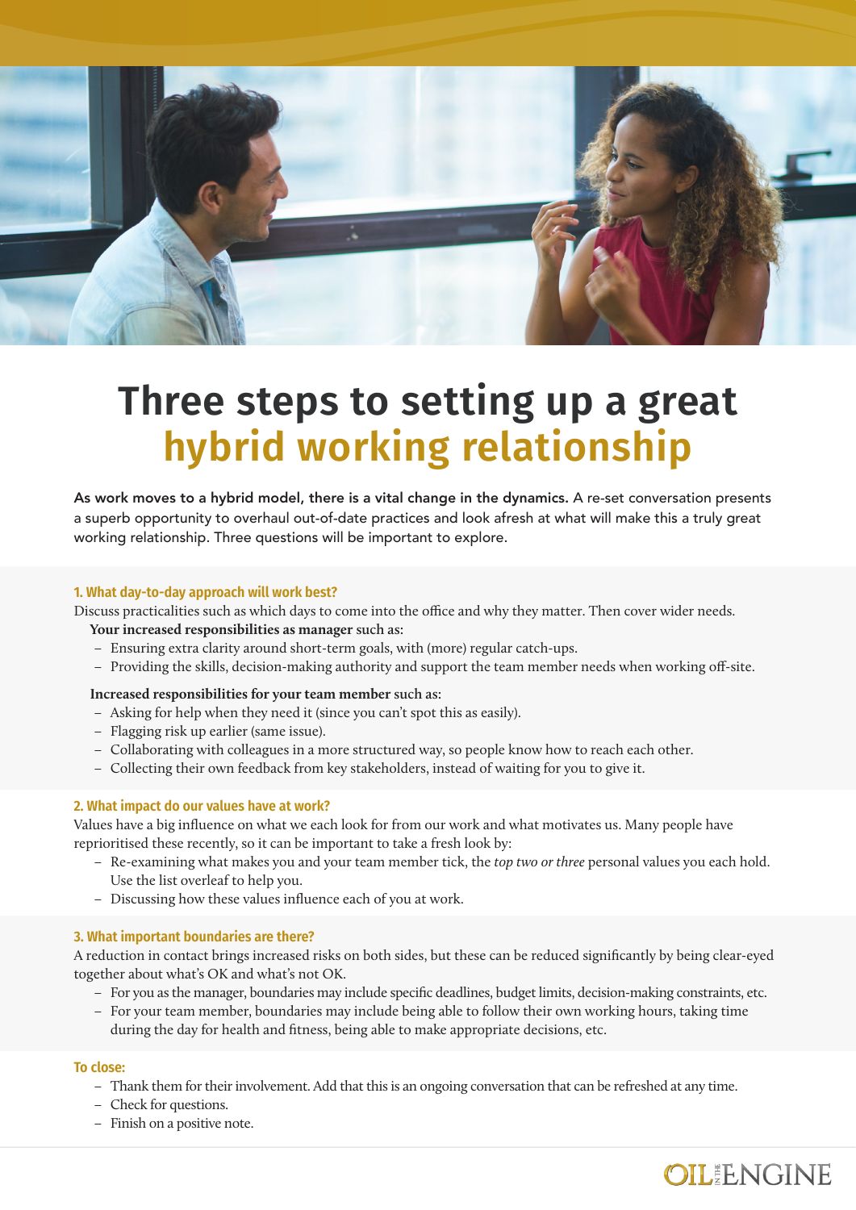# Three steps to setting up a great hybrid working relationship

**As work moves to a hybrid model, there is a vital change in the dynamics.** A re-set conversation presents a superb opportunity to overhaul out-of-date practices and look afresh at what will make this a truly great working relationship. Three questions will be important to explore.

### 1. What day-to-day approach will work best?

Discuss practicalities such as which days to come into the office and why they matter. Then cover wider needs.

**Your increased responsibilities as manager** such as:

- Ensuring extra clarity around short-term goals, with (more) regular catch-ups.
- Providing the skills, decision-making authority and support the team member needs when working off-site.

**Increased responsibilities for your team member** such as:

- Asking for help when they need it (since you can't spot this as easily).
- Flagging risk up earlier (same issue).
- Collaborating with colleagues in a more structured way, so people know how to reach each other.
- Collecting their own feedback from key stakeholders, instead of waiting for you to give it.

### 2. What impact do our values have at work?

Values have a big influence on what we each look for from our work and what motivates us. Many people have reprioritised these recently, so it can be important to take a fresh look by:

- Re-examining what makes you and your team member tick, the *top two or three* personal values you each hold. Use the list overleaf to help you.
- Discussing how these values influence each of you at work.

### 3. What important boundaries are there?

A reduction in contact brings increased risks on both sides, but these can be reduced significantly by being clear-eyed together about what's OK and what's not OK.

- For you as the manager, boundaries may include specific deadlines, budget limits, decision-making constraints, etc.
- For your team member, boundaries may include being able to follow their own working hours, taking time during the day for health and fitness, being able to make appropriate decisions, etc.

### To close:

- Thank them for their involvement. Add that this is an ongoing conversation that can be refreshed at any time.
- Check for questions.
- Finish on a positive note.

OIL IN THE ENGINE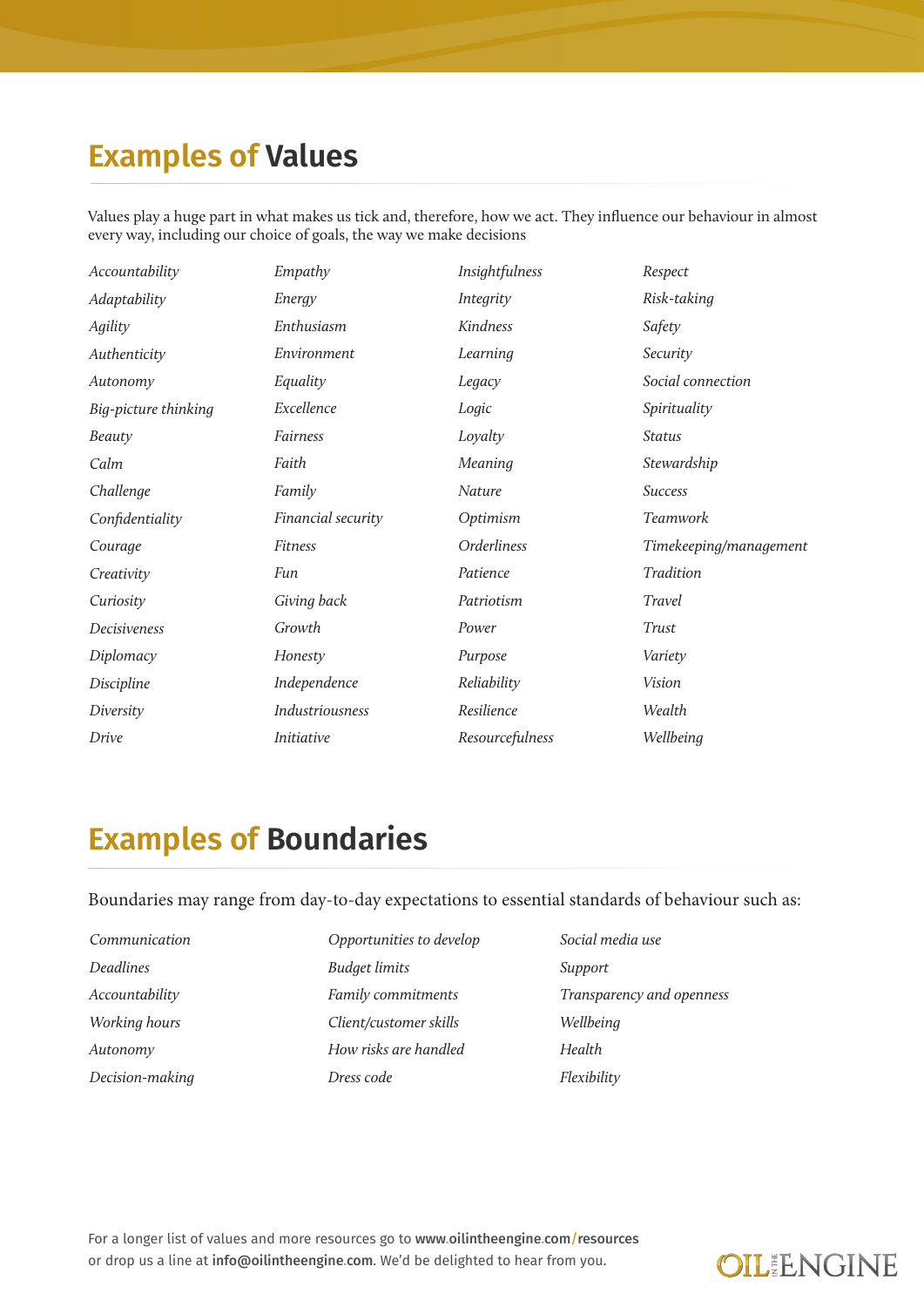## Examples of Values

Values play a huge part in what makes us tick and, therefore, how we act. They influence our behaviour in almost every way, including our choice of goals, the way we make decisions

*Accountability*
*Adaptability*
*Agility*
*Authenticity*
*Autonomy*
*Big-picture thinking*
*Beauty*
*Calm*
*Challenge*
*Confidentiality*
*Courage*
*Creativity*
*Curiosity*
*Decisiveness*
*Diplomacy*
*Discipline*
*Diversity*
*Drive*
*Empathy*
*Energy*
*Enthusiasm*
*Environment*
*Equality*
*Excellence*
*Fairness*
*Faith*
*Family*
*Financial security*
*Fitness*
*Fun*
*Giving back*
*Growth*
*Honesty*
*Independence*
*Industriousness*
*Initiative*
*Insightfulness*
*Integrity*
*Kindness*
*Learning*
*Legacy*
*Logic*
*Loyalty*
*Meaning*
*Nature*
*Optimism*
*Orderliness*
*Patience*
*Patriotism*
*Power*
*Purpose*
*Reliability*
*Resilience*
*Resourcefulness*
*Respect*
*Risk-taking*
*Safety*
*Security*
*Social connection*
*Spirituality*
*Status*
*Stewardship*
*Success*
*Teamwork*
*Timekeeping/management*
*Tradition*
*Travel*
*Trust*
*Variety*
*Vision*
*Wealth*
*Wellbeing*

## Examples of Boundaries

Boundaries may range from day-to-day expectations to essential standards of behaviour such as:

*Communication*
*Deadlines*
*Accountability*
*Working hours*
*Autonomy*
*Decision-making*
*Opportunities to develop*
*Budget limits*
*Family commitments*
*Client/customer skills*
*How risks are handled*
*Dress code*
*Social media use*
*Support*
*Transparency and openness*
*Wellbeing*
*Health*
*Flexibility*

For a longer list of values and more resources go to **www.oilintheengine.com/resources** or drop us a line at **info@oilintheengine.com**. We'd be delighted to hear from you.

OIL IN THE ENGINE